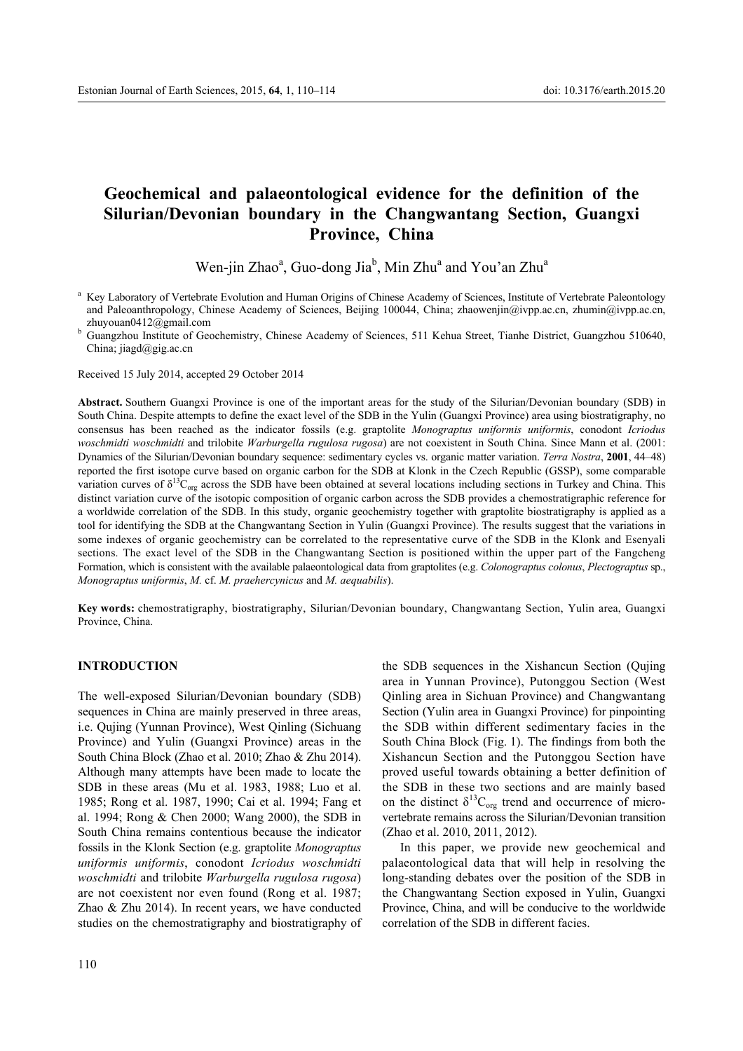# Geochemical and palaeontological evidence for the definition of the Silurian/Devonian boundary in the Changwantang Section, Guangxi Province, China

Wen-jin Zhao[a], Guo-dong Jia[b], Min Zhu[a] and You'an Zhu[a]

[a] Key Laboratory of Vertebrate Evolution and Human Origins of Chinese Academy of Sciences, Institute of Vertebrate Paleontology and Paleoanthropology, Chinese Academy of Sciences, Beijing 100044, China; zhaowenjin@ivpp.ac.cn, zhumin@ivpp.ac.cn, zhuyouan0412@gmail.com

[b] Guangzhou Institute of Geochemistry, Chinese Academy of Sciences, 511 Kehua Street, Tianhe District, Guangzhou 510640, China; jiagd@gig.ac.cn

Received 15 July 2014, accepted 29 October 2014

**Abstract.** Southern Guangxi Province is one of the important areas for the study of the Silurian/Devonian boundary (SDB) in South China. Despite attempts to define the exact level of the SDB in the Yulin (Guangxi Province) area using biostratigraphy, no consensus has been reached as the indicator fossils (e.g. graptolite *Monograptus uniformis uniformis*, conodont *Icriodus woschmidti woschmidti* and trilobite *Warburgella rugulosa rugosa*) are not coexistent in South China. Since Mann et al. (2001: Dynamics of the Silurian/Devonian boundary sequence: sedimentary cycles vs. organic matter variation. *Terra Nostra*, **2001**, 44–48) reported the first isotope curve based on organic carbon for the SDB at Klonk in the Czech Republic (GSSP), some comparable variation curves of $\delta^{13}C_{org}$ across the SDB have been obtained at several locations including sections in Turkey and China. This distinct variation curve of the isotopic composition of organic carbon across the SDB provides a chemostratigraphic reference for a worldwide correlation of the SDB. In this study, organic geochemistry together with graptolite biostratigraphy is applied as a tool for identifying the SDB at the Changwantang Section in Yulin (Guangxi Province). The results suggest that the variations in some indexes of organic geochemistry can be correlated to the representative curve of the SDB in the Klonk and Esenyali sections. The exact level of the SDB in the Changwantang Section is positioned within the upper part of the Fangcheng Formation, which is consistent with the available palaeontological data from graptolites (e.g. *Colonograptus colonus*, *Plectograptus* sp., *Monograptus uniformis*, *M.* cf. *M. praehercynicus* and *M. aequabilis*).

**Key words:** chemostratigraphy, biostratigraphy, Silurian/Devonian boundary, Changwantang Section, Yulin area, Guangxi Province, China.

## INTRODUCTION

The well-exposed Silurian/Devonian boundary (SDB) sequences in China are mainly preserved in three areas, i.e. Qujing (Yunnan Province), West Qinling (Sichuang Province) and Yulin (Guangxi Province) areas in the South China Block (Zhao et al. 2010; Zhao & Zhu 2014). Although many attempts have been made to locate the SDB in these areas (Mu et al. 1983, 1988; Luo et al. 1985; Rong et al. 1987, 1990; Cai et al. 1994; Fang et al. 1994; Rong & Chen 2000; Wang 2000), the SDB in South China remains contentious because the indicator fossils in the Klonk Section (e.g. graptolite *Monograptus uniformis uniformis*, conodont *Icriodus woschmidti woschmidti* and trilobite *Warburgella rugulosa rugosa*) are not coexistent nor even found (Rong et al. 1987; Zhao & Zhu 2014). In recent years, we have conducted studies on the chemostratigraphy and biostratigraphy of the SDB sequences in the Xishancun Section (Qujing area in Yunnan Province), Putonggou Section (West Qinling area in Sichuan Province) and Changwantang Section (Yulin area in Guangxi Province) for pinpointing the SDB within different sedimentary facies in the South China Block (Fig. 1). The findings from both the Xishancun Section and the Putonggou Section have proved useful towards obtaining a better definition of the SDB in these two sections and are mainly based on the distinct $\delta^{13}C_{org}$ trend and occurrence of micro-vertebrate remains across the Silurian/Devonian transition (Zhao et al. 2010, 2011, 2012).

In this paper, we provide new geochemical and palaeontological data that will help in resolving the long-standing debates over the position of the SDB in the Changwantang Section exposed in Yulin, Guangxi Province, China, and will be conducive to the worldwide correlation of the SDB in different facies.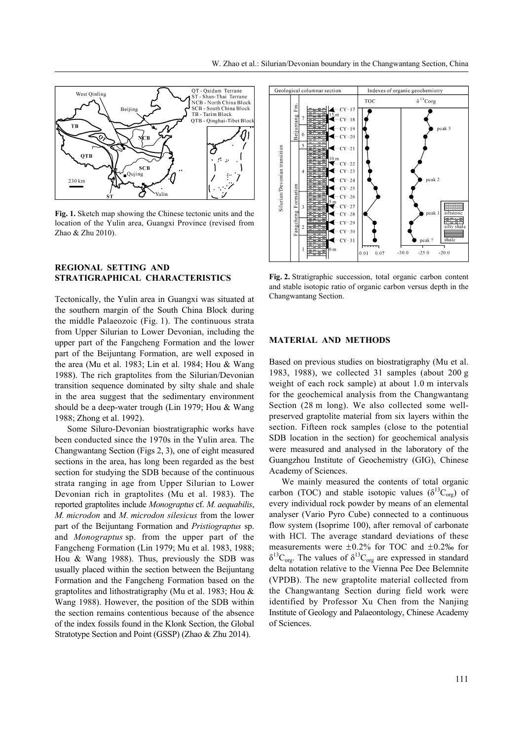**Fig. 1.** Sketch map showing the Chinese tectonic units and the location of the Yulin area, Guangxi Province (revised from Zhao & Zhu 2010).

**Fig. 2.** Stratigraphic succession, total organic carbon content and stable isotopic ratio of organic carbon versus depth in the Changwantang Section.

## REGIONAL SETTING AND STRATIGRAPHICAL CHARACTERISTICS

Tectonically, the Yulin area in Guangxi was situated at the southern margin of the South China Block during the middle Palaeozoic (Fig. 1). The continuous strata from Upper Silurian to Lower Devonian, including the upper part of the Fangcheng Formation and the lower part of the Beijuntang Formation, are well exposed in the area (Mu et al. 1983; Lin et al. 1984; Hou & Wang 1988). The rich graptolites from the Silurian/Devonian transition sequence dominated by silty shale and shale in the area suggest that the sedimentary environment should be a deep-water trough (Lin 1979; Hou & Wang 1988; Zhong et al. 1992).

Some Siluro-Devonian biostratigraphic works have been conducted since the 1970s in the Yulin area. The Changwantang Section (Figs 2, 3), one of eight measured sections in the area, has long been regarded as the best section for studying the SDB because of the continuous strata ranging in age from Upper Silurian to Lower Devonian rich in graptolites (Mu et al. 1983). The reported graptolites include *Monograptus* cf. *M. aequabilis*, *M. microdon* and *M. microdon silesicus* from the lower part of the Beijuntang Formation and *Pristiograptus* sp. and *Monograptus* sp. from the upper part of the Fangcheng Formation (Lin 1979; Mu et al. 1983, 1988; Hou & Wang 1988). Thus, previously the SDB was usually placed within the section between the Beijuntang Formation and the Fangcheng Formation based on the graptolites and lithostratigraphy (Mu et al. 1983; Hou & Wang 1988). However, the position of the SDB within the section remains contentious because of the absence of the index fossils found in the Klonk Section, the Global Stratotype Section and Point (GSSP) (Zhao & Zhu 2014).

## MATERIAL AND METHODS

Based on previous studies on biostratigraphy (Mu et al. 1983, 1988), we collected 31 samples (about 200 g weight of each rock sample) at about 1.0 m intervals for the geochemical analysis from the Changwantang Section (28 m long). We also collected some well-preserved graptolite material from six layers within the section. Fifteen rock samples (close to the potential SDB location in the section) for geochemical analysis were measured and analysed in the laboratory of the Guangzhou Institute of Geochemistry (GIG), Chinese Academy of Sciences.

We mainly measured the contents of total organic carbon (TOC) and stable isotopic values ($\delta^{13}C_{org}$) of every individual rock powder by means of an elemental analyser (Vario Pyro Cube) connected to a continuous flow system (Isoprime 100), after removal of carbonate with HCl. The average standard deviations of these measurements were ±0.2% for TOC and ±0.2‰ for $\delta^{13}C_{org}$. The values of $\delta^{13}C_{org}$ are expressed in standard delta notation relative to the Vienna Pee Dee Belemnite (VPDB). The new graptolite material collected from the Changwantang Section during field work were identified by Professor Xu Chen from the Nanjing Institute of Geology and Palaeontology, Chinese Academy of Sciences.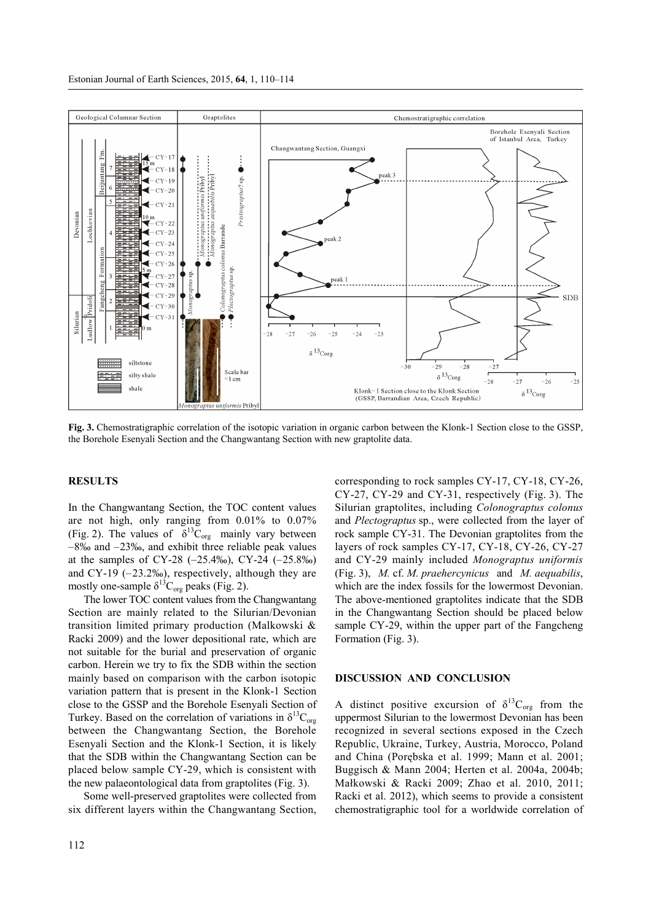**Fig. 3.** Chemostratigraphic correlation of the isotopic variation in organic carbon between the Klonk-1 Section close to the GSSP, the Borehole Esenyali Section and the Changwantang Section with new graptolite data.

## RESULTS

In the Changwantang Section, the TOC content values are not high, only ranging from 0.01% to 0.07% (Fig. 2). The values of $\delta^{13}C_{org}$ mainly vary between –8‰ and –23‰, and exhibit three reliable peak values at the samples of CY-28 (–25.4‰), CY-24 (–25.8‰) and CY-19 (–23.2‰), respectively, although they are mostly one-sample $\delta^{13}C_{org}$ peaks (Fig. 2).

The lower TOC content values from the Changwantang Section are mainly related to the Silurian/Devonian transition limited primary production (Malkowski & Racki 2009) and the lower depositional rate, which are not suitable for the burial and preservation of organic carbon. Herein we try to fix the SDB within the section mainly based on comparison with the carbon isotopic variation pattern that is present in the Klonk-1 Section close to the GSSP and the Borehole Esenyali Section of Turkey. Based on the correlation of variations in $\delta^{13}C_{org}$ between the Changwantang Section, the Borehole Esenyali Section and the Klonk-1 Section, it is likely that the SDB within the Changwantang Section can be placed below sample CY-29, which is consistent with the new palaeontological data from graptolites (Fig. 3).

Some well-preserved graptolites were collected from six different layers within the Changwantang Section, corresponding to rock samples CY-17, CY-18, CY-26, CY-27, CY-29 and CY-31, respectively (Fig. 3). The Silurian graptolites, including *Colonograptus colonus* and *Plectograptus* sp., were collected from the layer of rock sample CY-31. The Devonian graptolites from the layers of rock samples CY-17, CY-18, CY-26, CY-27 and CY-29 mainly included *Monograptus uniformis* (Fig. 3), *M.* cf. *M. praehercynicus* and *M. aequabilis*, which are the index fossils for the lowermost Devonian. The above-mentioned graptolites indicate that the SDB in the Changwantang Section should be placed below sample CY-29, within the upper part of the Fangcheng Formation (Fig. 3).

## DISCUSSION AND CONCLUSION

A distinct positive excursion of $\delta^{13}C_{org}$ from the uppermost Silurian to the lowermost Devonian has been recognized in several sections exposed in the Czech Republic, Ukraine, Turkey, Austria, Morocco, Poland and China (Porębska et al. 1999; Mann et al. 2001; Buggisch & Mann 2004; Herten et al. 2004a, 2004b; Małkowski & Racki 2009; Zhao et al. 2010, 2011; Racki et al. 2012), which seems to provide a consistent chemostratigraphic tool for a worldwide correlation of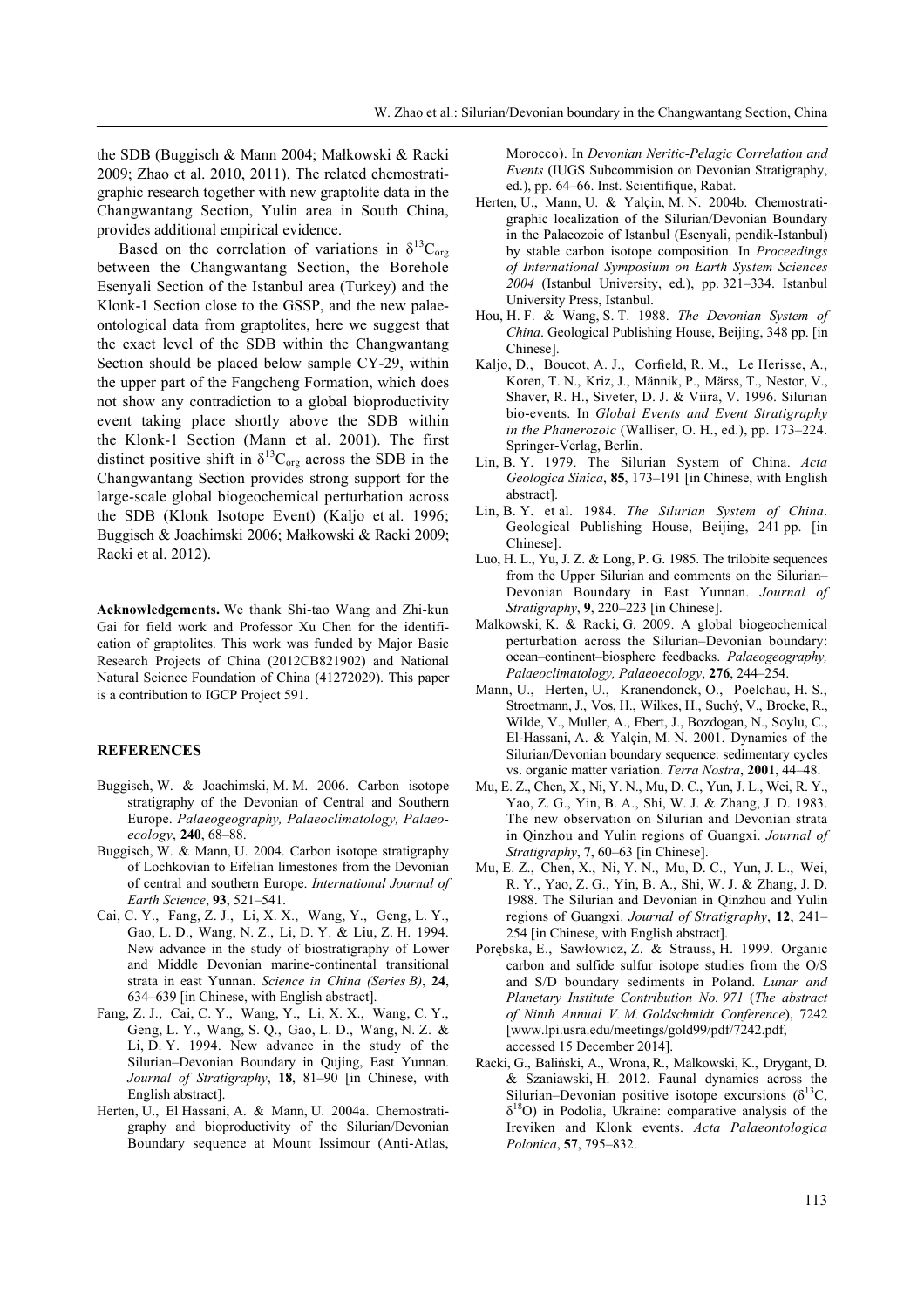the SDB (Buggisch & Mann 2004; Małkowski & Racki 2009; Zhao et al. 2010, 2011). The related chemostratigraphic research together with new graptolite data in the Changwantang Section, Yulin area in South China, provides additional empirical evidence.

Based on the correlation of variations in $\delta^{13}C_{org}$ between the Changwantang Section, the Borehole Esenyali Section of the Istanbul area (Turkey) and the Klonk-1 Section close to the GSSP, and the new palaeontological data from graptolites, here we suggest that the exact level of the SDB within the Changwantang Section should be placed below sample CY-29, within the upper part of the Fangcheng Formation, which does not show any contradiction to a global bioproductivity event taking place shortly above the SDB within the Klonk-1 Section (Mann et al. 2001). The first distinct positive shift in $\delta^{13}C_{org}$ across the SDB in the Changwantang Section provides strong support for the large-scale global biogeochemical perturbation across the SDB (Klonk Isotope Event) (Kaljo et al. 1996; Buggisch & Joachimski 2006; Małkowski & Racki 2009; Racki et al. 2012).

**Acknowledgements.** We thank Shi-tao Wang and Zhi-kun Gai for field work and Professor Xu Chen for the identification of graptolites. This work was funded by Major Basic Research Projects of China (2012CB821902) and National Natural Science Foundation of China (41272029). This paper is a contribution to IGCP Project 591.

## REFERENCES

Buggisch, W. & Joachimski, M. M. 2006. Carbon isotope stratigraphy of the Devonian of Central and Southern Europe. *Palaeogeography, Palaeoclimatology, Palaeoecology*, **240**, 68–88.

Buggisch, W. & Mann, U. 2004. Carbon isotope stratigraphy of Lochkovian to Eifelian limestones from the Devonian of central and southern Europe. *International Journal of Earth Science*, **93**, 521–541.

Cai, C. Y., Fang, Z. J., Li, X. X., Wang, Y., Geng, L. Y., Gao, L. D., Wang, N. Z., Li, D. Y. & Liu, Z. H. 1994. New advance in the study of biostratigraphy of Lower and Middle Devonian marine-continental transitional strata in east Yunnan. *Science in China (Series B)*, **24**, 634–639 [in Chinese, with English abstract].

Fang, Z. J., Cai, C. Y., Wang, Y., Li, X. X., Wang, C. Y., Geng, L. Y., Wang, S. Q., Gao, L. D., Wang, N. Z. & Li, D. Y. 1994. New advance in the study of the Silurian–Devonian Boundary in Qujing, East Yunnan. *Journal of Stratigraphy*, **18**, 81–90 [in Chinese, with English abstract].

Herten, U., El Hassani, A. & Mann, U. 2004a. Chemostratigraphy and bioproductivity of the Silurian/Devonian Boundary sequence at Mount Issimour (Anti-Atlas, Morocco). In *Devonian Neritic-Pelagic Correlation and Events* (IUGS Subcommision on Devonian Stratigraphy, ed.), pp. 64–66. Inst. Scientifique, Rabat.

Herten, U., Mann, U. & Yalçin, M. N. 2004b. Chemostratigraphic localization of the Silurian/Devonian Boundary in the Palaeozoic of Istanbul (Esenyali, pendik-Istanbul) by stable carbon isotope composition. In *Proceedings of International Symposium on Earth System Sciences 2004* (Istanbul University, ed.), pp. 321–334. Istanbul University Press, Istanbul.

Hou, H. F. & Wang, S. T. 1988. *The Devonian System of China*. Geological Publishing House, Beijing, 348 pp. [in Chinese].

Kaljo, D., Boucot, A. J., Corfield, R. M., Le Herisse, A., Koren, T. N., Kriz, J., Männik, P., Märss, T., Nestor, V., Shaver, R. H., Siveter, D. J. & Viira, V. 1996. Silurian bio-events. In *Global Events and Event Stratigraphy in the Phanerozoic* (Walliser, O. H., ed.), pp. 173–224. Springer-Verlag, Berlin.

Lin, B. Y. 1979. The Silurian System of China. *Acta Geologica Sinica*, **85**, 173–191 [in Chinese, with English abstract].

Lin, B. Y. et al. 1984. *The Silurian System of China*. Geological Publishing House, Beijing, 241 pp. [in Chinese].

Luo, H. L., Yu, J. Z. & Long, P. G. 1985. The trilobite sequences from the Upper Silurian and comments on the Silurian–Devonian Boundary in East Yunnan. *Journal of Stratigraphy*, **9**, 220–223 [in Chinese].

Malkowski, K. & Racki, G. 2009. A global biogeochemical perturbation across the Silurian–Devonian boundary: ocean–continent–biosphere feedbacks. *Palaeogeography, Palaeoclimatology, Palaeoecology*, **276**, 244–254.

Mann, U., Herten, U., Kranendonck, O., Poelchau, H. S., Stroetmann, J., Vos, H., Wilkes, H., Suchý, V., Brocke, R., Wilde, V., Muller, A., Ebert, J., Bozdogan, N., Soylu, C., El-Hassani, A. & Yalçin, M. N. 2001. Dynamics of the Silurian/Devonian boundary sequence: sedimentary cycles vs. organic matter variation. *Terra Nostra*, **2001**, 44–48.

Mu, E. Z., Chen, X., Ni, Y. N., Mu, D. C., Yun, J. L., Wei, R. Y., Yao, Z. G., Yin, B. A., Shi, W. J. & Zhang, J. D. 1983. The new observation on Silurian and Devonian strata in Qinzhou and Yulin regions of Guangxi. *Journal of Stratigraphy*, **7**, 60–63 [in Chinese].

Mu, E. Z., Chen, X., Ni, Y. N., Mu, D. C., Yun, J. L., Wei, R. Y., Yao, Z. G., Yin, B. A., Shi, W. J. & Zhang, J. D. 1988. The Silurian and Devonian in Qinzhou and Yulin regions of Guangxi. *Journal of Stratigraphy*, **12**, 241–254 [in Chinese, with English abstract].

Porębska, E., Sawłowicz, Z. & Strauss, H. 1999. Organic carbon and sulfide sulfur isotope studies from the O/S and S/D boundary sediments in Poland. *Lunar and Planetary Institute Contribution No. 971* (*The abstract of Ninth Annual V. M. Goldschmidt Conference*), 7242 [www.lpi.usra.edu/meetings/gold99/pdf/7242.pdf, accessed 15 December 2014].

Racki, G., Baliński, A., Wrona, R., Malkowski, K., Drygant, D. & Szaniawski, H. 2012. Faunal dynamics across the Silurian–Devonian positive isotope excursions ($\delta^{13}C$, $\delta^{18}O$) in Podolia, Ukraine: comparative analysis of the Ireviken and Klonk events. *Acta Palaeontologica Polonica*, **57**, 795–832.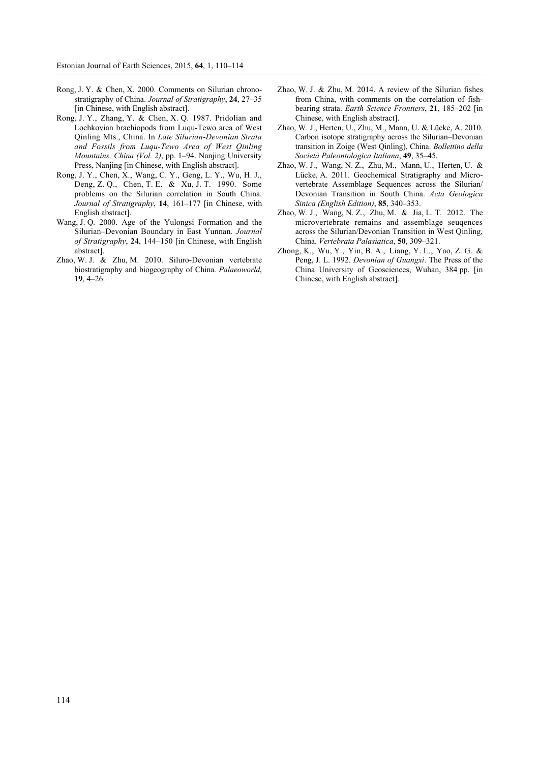Rong, J. Y. & Chen, X. 2000. Comments on Silurian chronostratigraphy of China. *Journal of Stratigraphy*, **24**, 27–35 [in Chinese, with English abstract].

Rong, J. Y., Zhang, Y. & Chen, X. Q. 1987. Pridolian and Lochkovian brachiopods from Luqu-Tewo area of West Qinling Mts., China. In *Late Silurian-Devonian Strata and Fossils from Luqu-Tewo Area of West Qinling Mountains, China (Vol. 2)*, pp. 1–94. Nanjing University Press, Nanjing [in Chinese, with English abstract].

Rong, J. Y., Chen, X., Wang, C. Y., Geng, L. Y., Wu, H. J., Deng, Z. Q., Chen, T. E. & Xu, J. T. 1990. Some problems on the Silurian correlation in South China. *Journal of Stratigraphy*, **14**, 161–177 [in Chinese, with English abstract].

Wang, J. Q. 2000. Age of the Yulongsi Formation and the Silurian–Devonian Boundary in East Yunnan. *Journal of Stratigraphy*, **24**, 144–150 [in Chinese, with English abstract].

Zhao, W. J. & Zhu, M. 2010. Siluro-Devonian vertebrate biostratigraphy and biogeography of China. *Palaeoworld*, **19**, 4–26.

Zhao, W. J. & Zhu, M. 2014. A review of the Silurian fishes from China, with comments on the correlation of fish-bearing strata. *Earth Science Frontiers*, **21**, 185–202 [in Chinese, with English abstract].

Zhao, W. J., Herten, U., Zhu, M., Mann, U. & Lücke, A. 2010. Carbon isotope stratigraphy across the Silurian–Devonian transition in Zoige (West Qinling), China. *Bollettino della Società Paleontologica Italiana*, **49**, 35–45.

Zhao, W. J., Wang, N. Z., Zhu, M., Mann, U., Herten, U. & Lücke, A. 2011. Geochemical Stratigraphy and Microvertebrate Assemblage Sequences across the Silurian/Devonian Transition in South China. *Acta Geologica Sinica (English Edition)*, **85**, 340–353.

Zhao, W. J., Wang, N. Z., Zhu, M. & Jia, L. T. 2012. The microvertebrate remains and assemblage seuqences across the Silurian/Devonian Transition in West Qinling, China. *Vertebrata Palasiatica*, **50**, 309–321.

Zhong, K., Wu, Y., Yin, B. A., Liang, Y. L., Yao, Z. G. & Peng, J. L. 1992. *Devonian of Guangxi*. The Press of the China University of Geosciences, Wuhan, 384 pp. [in Chinese, with English abstract].